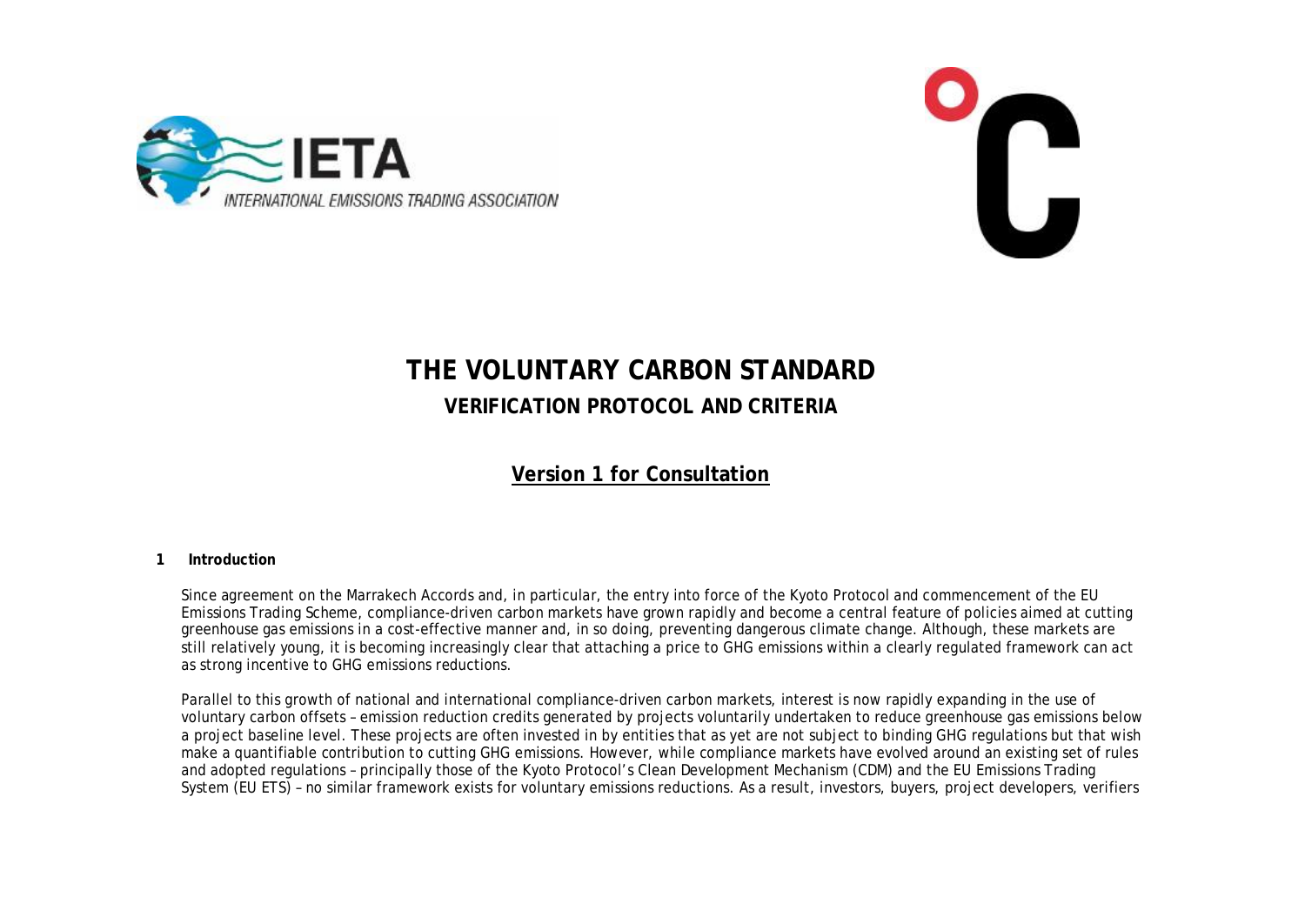# THE VOLUNTARY CARBON STANDARD

## VERIFICATION PROTOCOL AND CRITERIA

**Version 1 for Consultation**

### 1 Introduction

Since agreement on the Marrakech Accords and, in particular, the entry into force of the Kyoto Protocol and commencement of the EU Emissions Trading Scheme, compliance-driven carbon markets have grown rapidly and become a central feature of policies aimed at cutting greenhouse gas emissions in a cost-effective manner and, in so doing, preventing dangerous climate change. Although, these markets are still relatively young, it is becoming increasingly clear that attaching a price to GHG emissions within a clearly regulated framework can act as strong incentive to GHG emissions reductions.

Parallel to this growth of national and international compliance-driven carbon markets, interest is now rapidly expanding in the use of voluntary carbon offsets – emission reduction credits generated by projects voluntarily undertaken to reduce greenhouse gas emissions below a project baseline level. These projects are often invested in by entities that as yet are not subject to binding GHG regulations but that wish make a quantifiable contribution to cutting GHG emissions. However, while compliance markets have evolved around an existing set of rules and adopted regulations – principally those of the Kyoto Protocol's Clean Development Mechanism (CDM) and the EU Emissions Trading System (EU ETS) – no similar framework exists for voluntary emissions reductions. As a result, investors, buyers, project developers, verifiers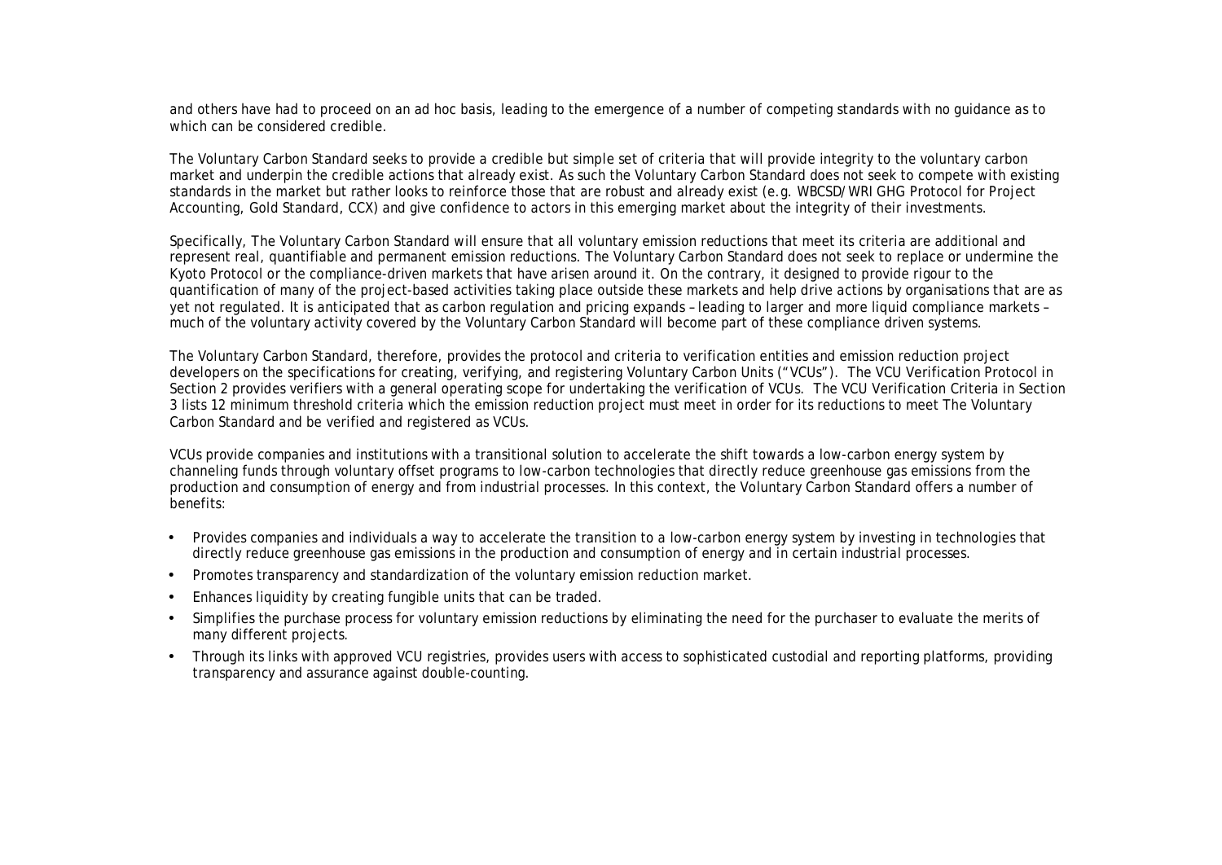and others have had to proceed on an ad hoc basis, leading to the emergence of a number of competing standards with no guidance as to which can be considered credible.

The Voluntary Carbon Standard seeks to provide a credible but simple set of criteria that will provide integrity to the voluntary carbon market and underpin the credible actions that already exist. As such the Voluntary Carbon Standard does not seek to compete with existing standards in the market but rather looks to reinforce those that are robust and already exist (e.g. WBCSD/WRI GHG Protocol for Project Accounting, Gold Standard, CCX) and give confidence to actors in this emerging market about the integrity of their investments.

Specifically, The Voluntary Carbon Standard will ensure that all voluntary emission reductions that meet its criteria are additional and represent real, quantifiable and permanent emission reductions. The Voluntary Carbon Standard does not seek to replace or undermine the Kyoto Protocol or the compliance-driven markets that have arisen around it. On the contrary, it designed to provide rigour to the quantification of many of the project-based activities taking place outside these markets and help drive actions by organisations that are as yet not regulated. It is anticipated that as carbon regulation and pricing expands – leading to larger and more liquid compliance markets – much of the voluntary activity covered by the Voluntary Carbon Standard will become part of these compliance driven systems.

The Voluntary Carbon Standard, therefore, provides the protocol and criteria to verification entities and emission reduction project developers on the specifications for creating, verifying, and registering Voluntary Carbon Units ("VCUs"). The VCU Verification Protocol in Section 2 provides verifiers with a general operating scope for undertaking the verification of VCUs. The VCU Verification Criteria in Section 3 lists 12 minimum threshold criteria which the emission reduction project must meet in order for its reductions to meet The Voluntary Carbon Standard and be verified and registered as VCUs.

VCUs provide companies and institutions with a transitional solution to accelerate the shift towards a low-carbon energy system by channeling funds through voluntary offset programs to low-carbon technologies that directly reduce greenhouse gas emissions from the production and consumption of energy and from industrial processes. In this context, the Voluntary Carbon Standard offers a number of benefits:

- Provides companies and individuals a way to accelerate the transition to a low-carbon energy system by investing in technologies that directly reduce greenhouse gas emissions in the production and consumption of energy and in certain industrial processes.
- Promotes transparency and standardization of the voluntary emission reduction market.
- Enhances liquidity by creating fungible units that can be traded.
- Simplifies the purchase process for voluntary emission reductions by eliminating the need for the purchaser to evaluate the merits of many different projects.
- Through its links with approved VCU registries, provides users with access to sophisticated custodial and reporting platforms, providing transparency and assurance against double-counting.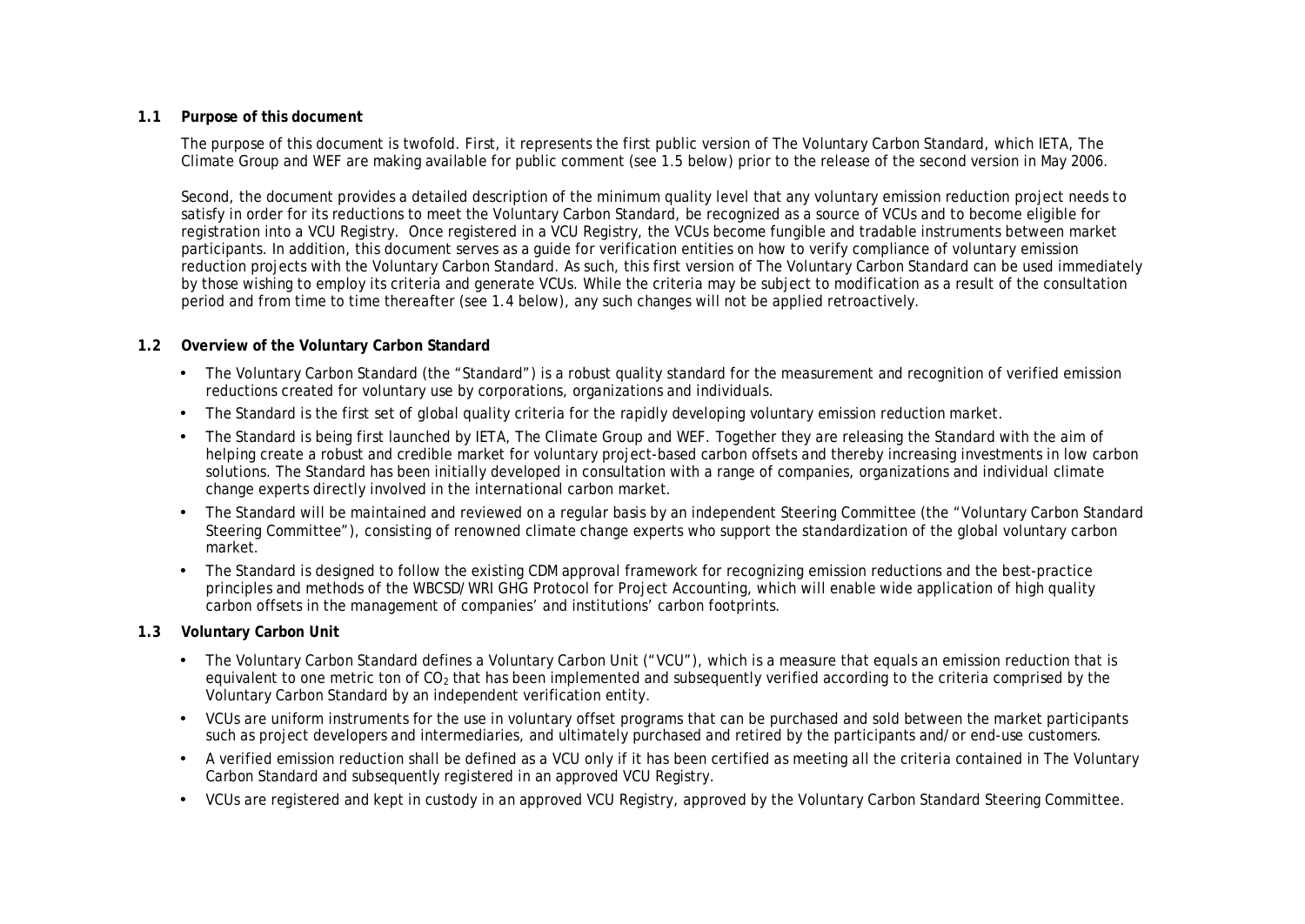### 1.1 Purpose of this document

The purpose of this document is twofold. First, it represents the first public version of The Voluntary Carbon Standard, which IETA, The Climate Group and WEF are making available for public comment (see 1.5 below) prior to the release of the second version in May 2006.

Second, the document provides a detailed description of the minimum quality level that any voluntary emission reduction project needs to satisfy in order for its reductions to meet the Voluntary Carbon Standard, be recognized as a source of VCUs and to become eligible for registration into a VCU Registry. Once registered in a VCU Registry, the VCUs become fungible and tradable instruments between market participants. In addition, this document serves as a guide for verification entities on how to verify compliance of voluntary emission reduction projects with the Voluntary Carbon Standard. As such, this first version of The Voluntary Carbon Standard can be used immediately by those wishing to employ its criteria and generate VCUs. While the criteria may be subject to modification as a result of the consultation period and from time to time thereafter (see 1.4 below), any such changes will not be applied retroactively.

### 1.2 Overview of the Voluntary Carbon Standard

- The Voluntary Carbon Standard (the "Standard") is a robust quality standard for the measurement and recognition of verified emission reductions created for voluntary use by corporations, organizations and individuals.
- The Standard is the first set of global quality criteria for the rapidly developing voluntary emission reduction market.
- The Standard is being first launched by IETA, The Climate Group and WEF. Together they are releasing the Standard with the aim of helping create a robust and credible market for voluntary project-based carbon offsets and thereby increasing investments in low carbon solutions. The Standard has been initially developed in consultation with a range of companies, organizations and individual climate change experts directly involved in the international carbon market.
- The Standard will be maintained and reviewed on a regular basis by an independent Steering Committee (the "Voluntary Carbon Standard Steering Committee"), consisting of renowned climate change experts who support the standardization of the global voluntary carbon market.
- The Standard is designed to follow the existing CDM approval framework for recognizing emission reductions and the best-practice principles and methods of the WBCSD/WRI GHG Protocol for Project Accounting, which will enable wide application of high quality carbon offsets in the management of companies' and institutions' carbon footprints.

### 1.3 Voluntary Carbon Unit

- The Voluntary Carbon Standard defines a Voluntary Carbon Unit ("VCU"), which is a measure that equals an emission reduction that is equivalent to one metric ton of $CO_2$ that has been implemented and subsequently verified according to the criteria comprised by the Voluntary Carbon Standard by an independent verification entity.
- VCUs are uniform instruments for the use in voluntary offset programs that can be purchased and sold between the market participants such as project developers and intermediaries, and ultimately purchased and retired by the participants and/or end-use customers.
- A verified emission reduction shall be defined as a VCU only if it has been certified as meeting all the criteria contained in The Voluntary Carbon Standard and subsequently registered in an approved VCU Registry.
- VCUs are registered and kept in custody in an approved VCU Registry, approved by the Voluntary Carbon Standard Steering Committee.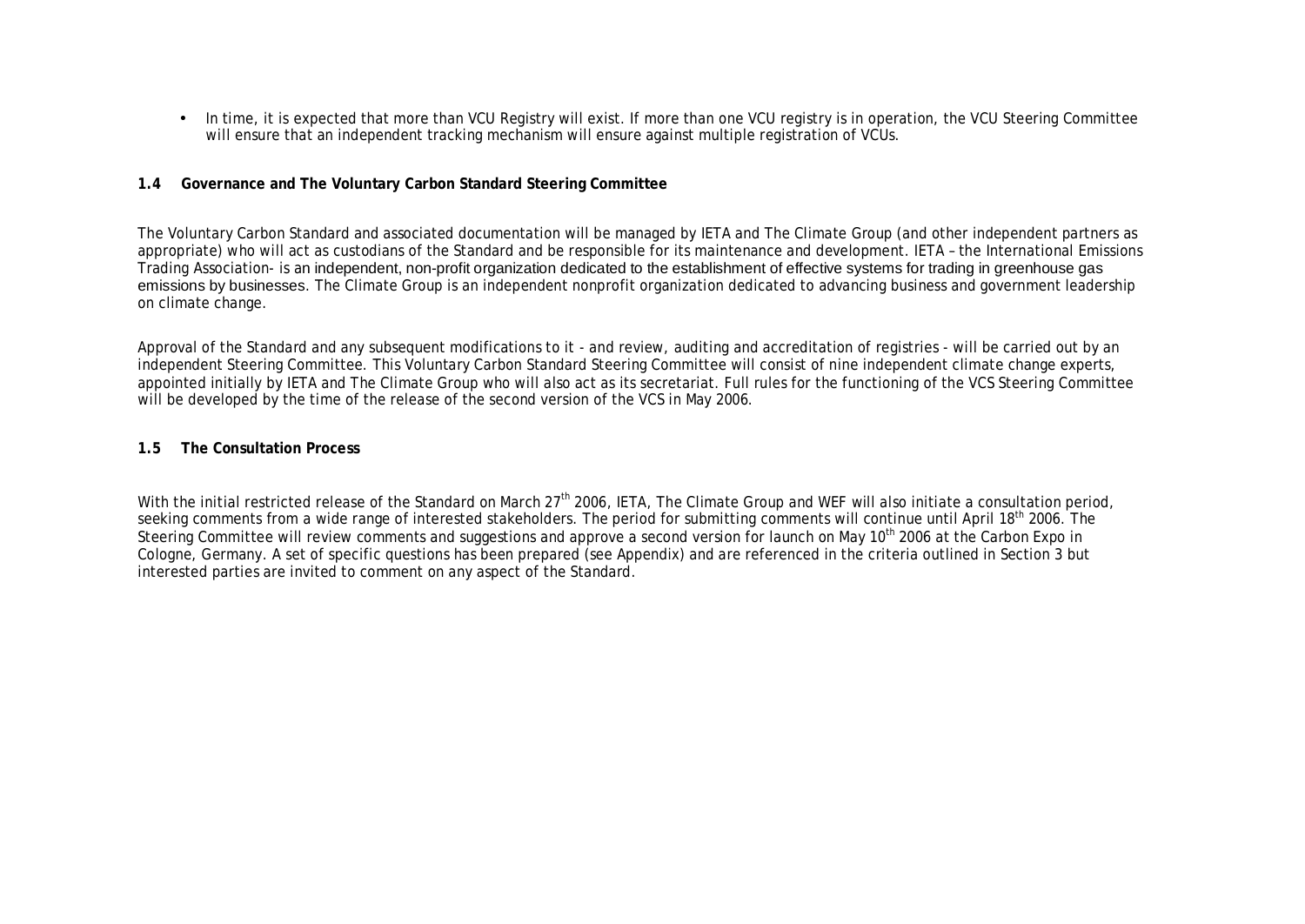- In time, it is expected that more than VCU Registry will exist. If more than one VCU registry is in operation, the VCU Steering Committee will ensure that an independent tracking mechanism will ensure against multiple registration of VCUs.

### 1.4 Governance and The Voluntary Carbon Standard Steering Committee

The Voluntary Carbon Standard and associated documentation will be managed by IETA and The Climate Group (and other independent partners as appropriate) who will act as custodians of the Standard and be responsible for its maintenance and development. IETA – the International Emissions Trading Association- is an independent, non-profit organization dedicated to the establishment of effective systems for trading in greenhouse gas emissions by businesses. The Climate Group is an independent nonprofit organization dedicated to advancing business and government leadership on climate change.

Approval of the Standard and any subsequent modifications to it - and review, auditing and accreditation of registries - will be carried out by an independent Steering Committee. This Voluntary Carbon Standard Steering Committee will consist of nine independent climate change experts, appointed initially by IETA and The Climate Group who will also act as its secretariat. Full rules for the functioning of the VCS Steering Committee will be developed by the time of the release of the second version of the VCS in May 2006.

### 1.5 The Consultation Process

With the initial restricted release of the Standard on March 27th 2006, IETA, The Climate Group and WEF will also initiate a consultation period, seeking comments from a wide range of interested stakeholders. The period for submitting comments will continue until April 18th 2006. The Steering Committee will review comments and suggestions and approve a second version for launch on May 10th 2006 at the Carbon Expo in Cologne, Germany. A set of specific questions has been prepared (see Appendix) and are referenced in the criteria outlined in Section 3 but interested parties are invited to comment on any aspect of the Standard.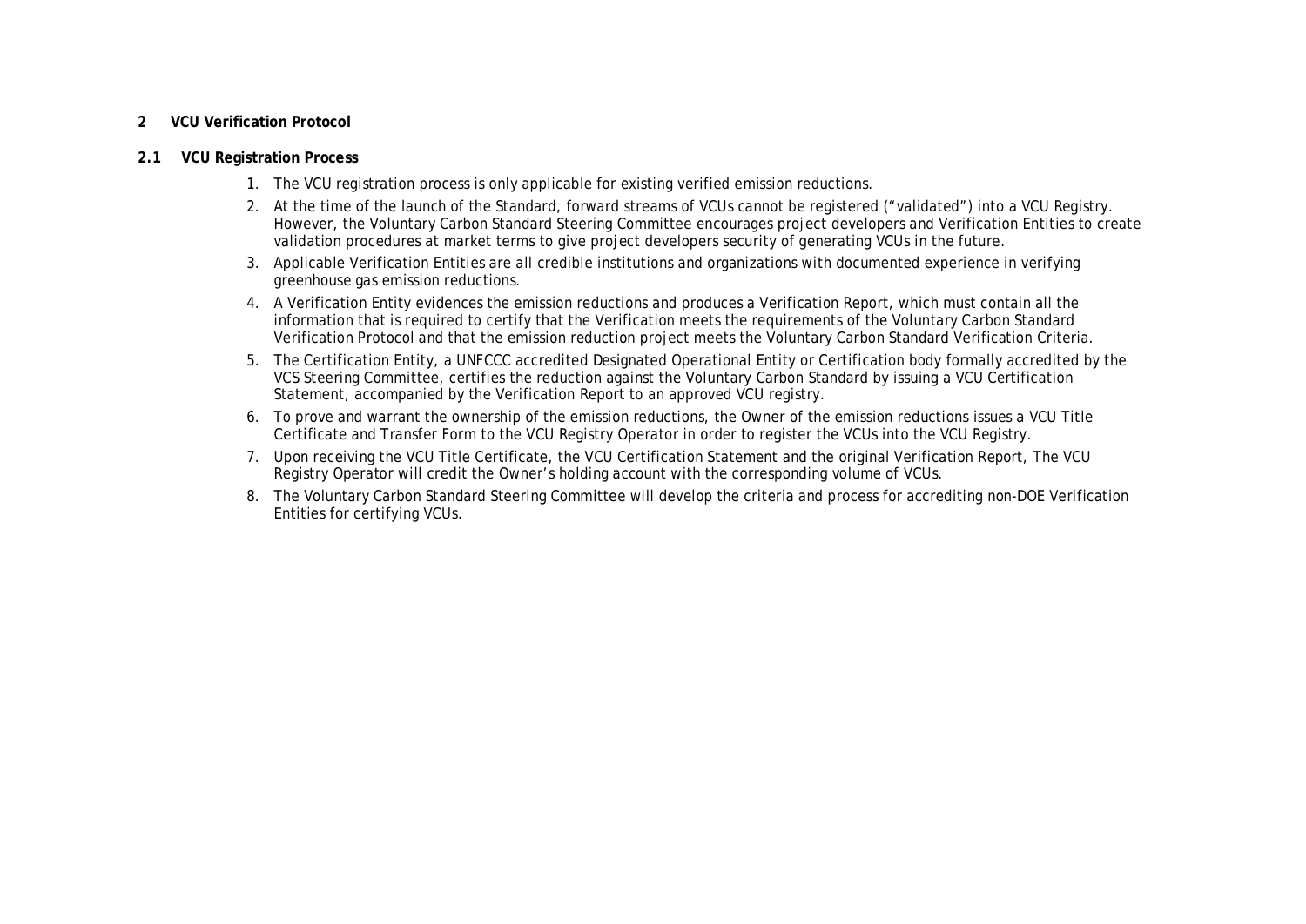# 2 VCU Verification Protocol

## 2.1 VCU Registration Process

1. The VCU registration process is only applicable for existing verified emission reductions.
2. At the time of the launch of the Standard, forward streams of VCUs cannot be registered ("validated") into a VCU Registry. However, the Voluntary Carbon Standard Steering Committee encourages project developers and Verification Entities to create validation procedures at market terms to give project developers security of generating VCUs in the future.
3. Applicable Verification Entities are all credible institutions and organizations with documented experience in verifying greenhouse gas emission reductions.
4. A Verification Entity evidences the emission reductions and produces a Verification Report, which must contain all the information that is required to certify that the Verification meets the requirements of the Voluntary Carbon Standard Verification Protocol and that the emission reduction project meets the Voluntary Carbon Standard Verification Criteria.
5. The Certification Entity, a UNFCCC accredited Designated Operational Entity or Certification body formally accredited by the VCS Steering Committee, certifies the reduction against the Voluntary Carbon Standard by issuing a VCU Certification Statement, accompanied by the Verification Report to an approved VCU registry.
6. To prove and warrant the ownership of the emission reductions, the Owner of the emission reductions issues a VCU Title Certificate and Transfer Form to the VCU Registry Operator in order to register the VCUs into the VCU Registry.
7. Upon receiving the VCU Title Certificate, the VCU Certification Statement and the original Verification Report, The VCU Registry Operator will credit the Owner's holding account with the corresponding volume of VCUs.
8. The Voluntary Carbon Standard Steering Committee will develop the criteria and process for accrediting non-DOE Verification Entities for certifying VCUs.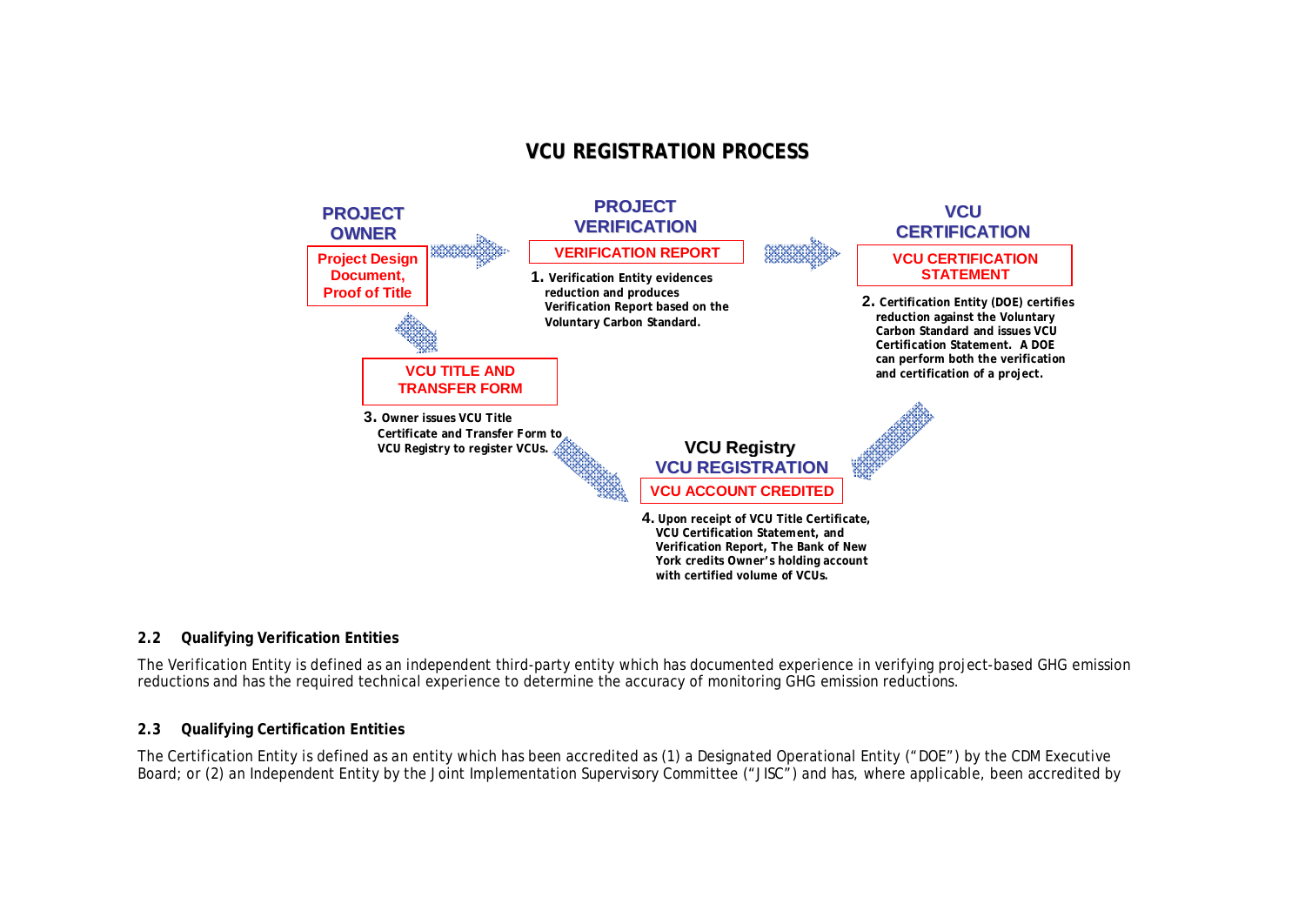## VCU REGISTRATION PROCESS

**PROJECT OWNER**

**Project Design Document, Proof of Title**

**PROJECT VERIFICATION**

**VERIFICATION REPORT**

1. **Verification Entity evidences reduction and produces Verification Report based on the Voluntary Carbon Standard.**

**VCU CERTIFICATION**

**VCU CERTIFICATION STATEMENT**

2. **Certification Entity (DOE) certifies reduction against the Voluntary Carbon Standard and issues VCU Certification Statement. A DOE can perform both the verification and certification of a project.**

**VCU TITLE AND TRANSFER FORM**

3. **Owner issues VCU Title Certificate and Transfer Form to VCU Registry to register VCUs.**

**VCU Registry**
**VCU REGISTRATION**

**VCU ACCOUNT CREDITED**

4. **Upon receipt of VCU Title Certificate, VCU Certification Statement, and Verification Report, The Bank of New York credits Owner's holding account with certified volume of VCUs.**

### 2.2 Qualifying Verification Entities

The Verification Entity is defined as an independent third-party entity which has documented experience in verifying project-based GHG emission reductions and has the required technical experience to determine the accuracy of monitoring GHG emission reductions.

### 2.3 Qualifying Certification Entities

The Certification Entity is defined as an entity which has been accredited as (1) a Designated Operational Entity ("DOE") by the CDM Executive Board; or (2) an Independent Entity by the Joint Implementation Supervisory Committee ("JISC") and has, where applicable, been accredited by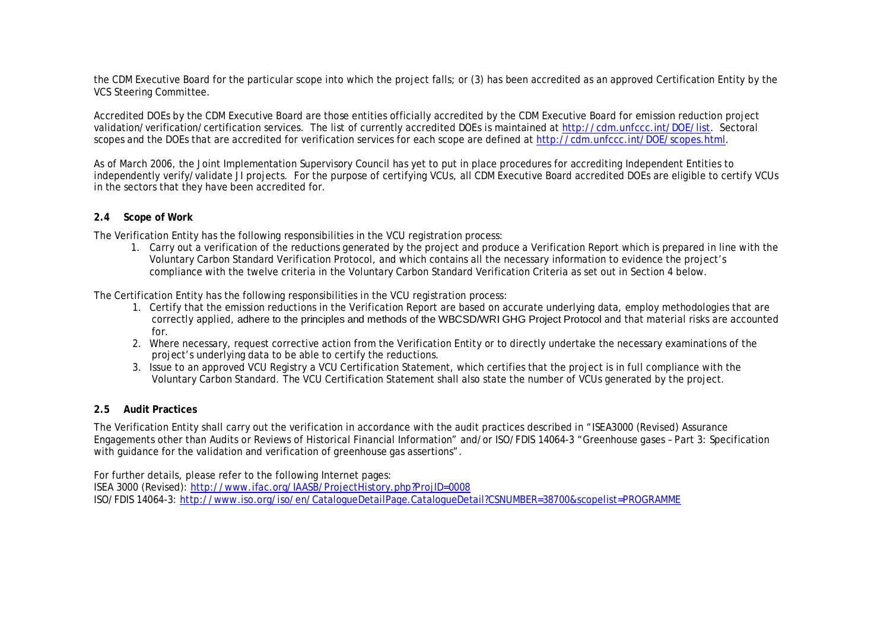the CDM Executive Board for the particular scope into which the project falls; or (3) has been accredited as an approved Certification Entity by the VCS Steering Committee.

Accredited DOEs by the CDM Executive Board are those entities officially accredited by the CDM Executive Board for emission reduction project validation/verification/certification services. The list of currently accredited DOEs is maintained at http://cdm.unfccc.int/DOE/list. Sectoral scopes and the DOEs that are accredited for verification services for each scope are defined at http://cdm.unfccc.int/DOE/scopes.html.

As of March 2006, the Joint Implementation Supervisory Council has yet to put in place procedures for accrediting Independent Entities to independently verify/validate JI projects. For the purpose of certifying VCUs, all CDM Executive Board accredited DOEs are eligible to certify VCUs in the sectors that they have been accredited for.

**2.4 Scope of Work**

The Verification Entity has the following responsibilities in the VCU registration process:

1. Carry out a verification of the reductions generated by the project and produce a Verification Report which is prepared in line with the Voluntary Carbon Standard Verification Protocol, and which contains all the necessary information to evidence the project's compliance with the twelve criteria in the Voluntary Carbon Standard Verification Criteria as set out in Section 4 below.

The Certification Entity has the following responsibilities in the VCU registration process:

1. Certify that the emission reductions in the Verification Report are based on accurate underlying data, employ methodologies that are correctly applied, adhere to the principles and methods of the WBCSD/WRI GHG Project Protocol and that material risks are accounted for.
2. Where necessary, request corrective action from the Verification Entity or to directly undertake the necessary examinations of the project's underlying data to be able to certify the reductions.
3. Issue to an approved VCU Registry a VCU Certification Statement, which certifies that the project is in full compliance with the Voluntary Carbon Standard. The VCU Certification Statement shall also state the number of VCUs generated by the project.

**2.5 Audit Practices**

The Verification Entity shall carry out the verification in accordance with the audit practices described in "ISEA3000 (Revised) Assurance Engagements other than Audits or Reviews of Historical Financial Information" and/or ISO/FDIS 14064-3 "Greenhouse gases – Part 3: Specification with guidance for the validation and verification of greenhouse gas assertions".

For further details, please refer to the following Internet pages:
ISEA 3000 (Revised): http://www.ifac.org/IAASB/ProjectHistory.php?ProjID=0008
ISO/FDIS 14064-3: http://www.iso.org/iso/en/CatalogueDetailPage.CatalogueDetail?CSNUMBER=38700&scopelist=PROGRAMME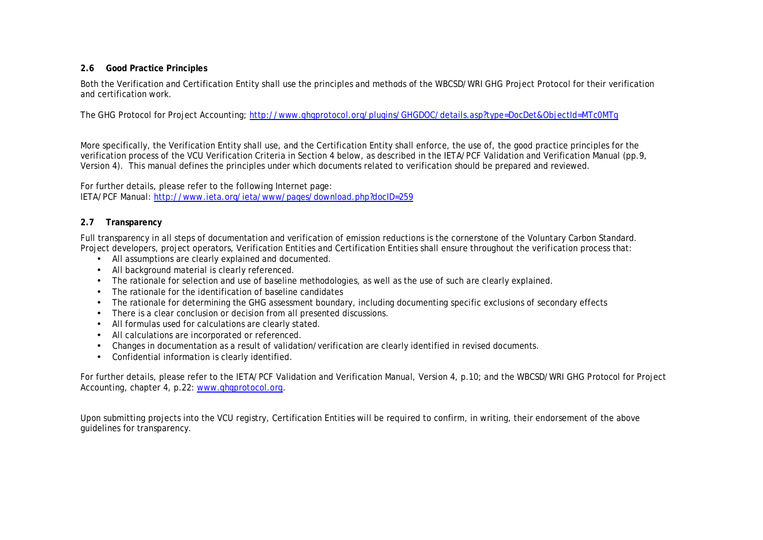### 2.6 Good Practice Principles

Both the Verification and Certification Entity shall use the principles and methods of the WBCSD/WRI GHG Project Protocol for their verification and certification work.

The GHG Protocol for Project Accounting; http://www.ghgprotocol.org/plugins/GHGDOC/details.asp?type=DocDet&ObjectId=MTc0MTg

More specifically, the Verification Entity shall use, and the Certification Entity shall enforce, the use of, the good practice principles for the verification process of the VCU Verification Criteria in Section 4 below, as described in the IETA/PCF Validation and Verification Manual (pp.9, Version 4). This manual defines the principles under which documents related to verification should be prepared and reviewed.

For further details, please refer to the following Internet page:
IETA/PCF Manual: http://www.ieta.org/ieta/www/pages/download.php?docID=259

### 2.7 Transparency

Full transparency in all steps of documentation and verification of emission reductions is the cornerstone of the Voluntary Carbon Standard. Project developers, project operators, Verification Entities and Certification Entities shall ensure throughout the verification process that:

- All assumptions are clearly explained and documented.
- All background material is clearly referenced.
- The rationale for selection and use of baseline methodologies, as well as the use of such are clearly explained.
- The rationale for the identification of baseline candidates
- The rationale for determining the GHG assessment boundary, including documenting specific exclusions of secondary effects
- There is a clear conclusion or decision from all presented discussions.
- All formulas used for calculations are clearly stated.
- All calculations are incorporated or referenced.
- Changes in documentation as a result of validation/verification are clearly identified in revised documents.
- Confidential information is clearly identified.

For further details, please refer to the IETA/PCF Validation and Verification Manual, Version 4, p.10; and the WBCSD/WRI GHG Protocol for Project Accounting, chapter 4, p.22: www.ghgprotocol.org.

Upon submitting projects into the VCU registry, Certification Entities will be required to confirm, in writing, their endorsement of the above guidelines for transparency.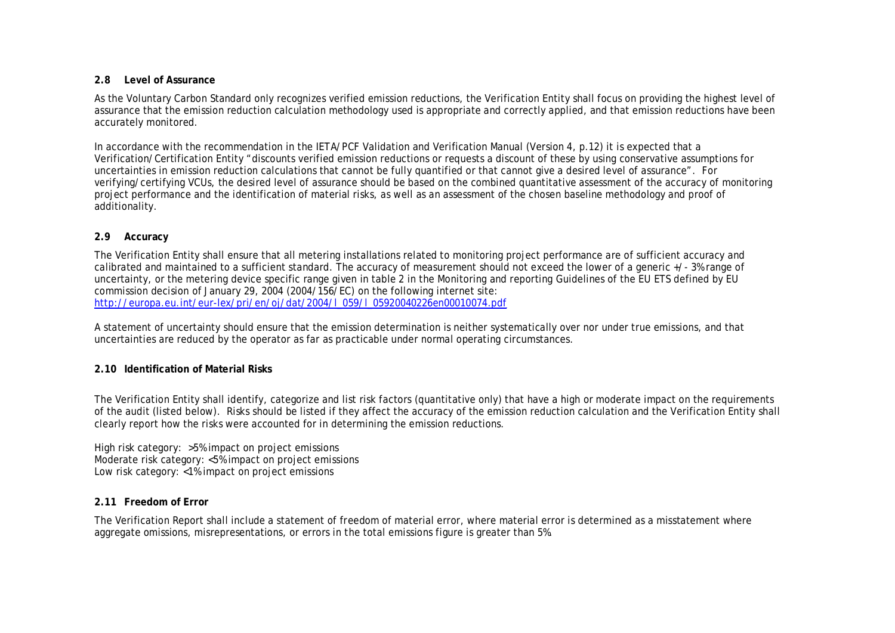### 2.8 Level of Assurance

As the Voluntary Carbon Standard only recognizes verified emission reductions, the Verification Entity shall focus on providing the highest level of assurance that the emission reduction calculation methodology used is appropriate and correctly applied, and that emission reductions have been accurately monitored.

In accordance with the recommendation in the IETA/PCF Validation and Verification Manual (Version 4, p.12) it is expected that a Verification/Certification Entity "discounts verified emission reductions or requests a discount of these by using conservative assumptions for uncertainties in emission reduction calculations that cannot be fully quantified or that cannot give a desired level of assurance". For verifying/certifying VCUs, the desired level of assurance should be based on the combined quantitative assessment of the accuracy of monitoring project performance and the identification of material risks, as well as an assessment of the chosen baseline methodology and proof of additionality.

### 2.9 Accuracy

The Verification Entity shall ensure that all metering installations related to monitoring project performance are of sufficient accuracy and calibrated and maintained to a sufficient standard. The accuracy of measurement should not exceed the lower of a generic +/- 3% range of uncertainty, or the metering device specific range given in table 2 in the Monitoring and reporting Guidelines of the EU ETS defined by EU commission decision of January 29, 2004 (2004/156/EC) on the following internet site:
[http://europa.eu.int/eur-lex/pri/en/oj/dat/2004/l_059/l_05920040226en00010074.pdf](http://europa.eu.int/eur-lex/pri/en/oj/dat/2004/l_059/l_05920040226en00010074.pdf)

A statement of uncertainty should ensure that the emission determination is neither systematically over nor under true emissions, and that uncertainties are reduced by the operator as far as practicable under normal operating circumstances.

### 2.10 Identification of Material Risks

The Verification Entity shall identify, categorize and list risk factors (quantitative only) that have a high or moderate impact on the requirements of the audit (listed below). Risks should be listed if they affect the accuracy of the emission reduction calculation and the Verification Entity shall clearly report how the risks were accounted for in determining the emission reductions.

High risk category: >5% impact on project emissions
Moderate risk category: <5% impact on project emissions
Low risk category: <1% impact on project emissions

### 2.11 Freedom of Error

The Verification Report shall include a statement of freedom of material error, where material error is determined as a misstatement where aggregate omissions, misrepresentations, or errors in the total emissions figure is greater than 5%.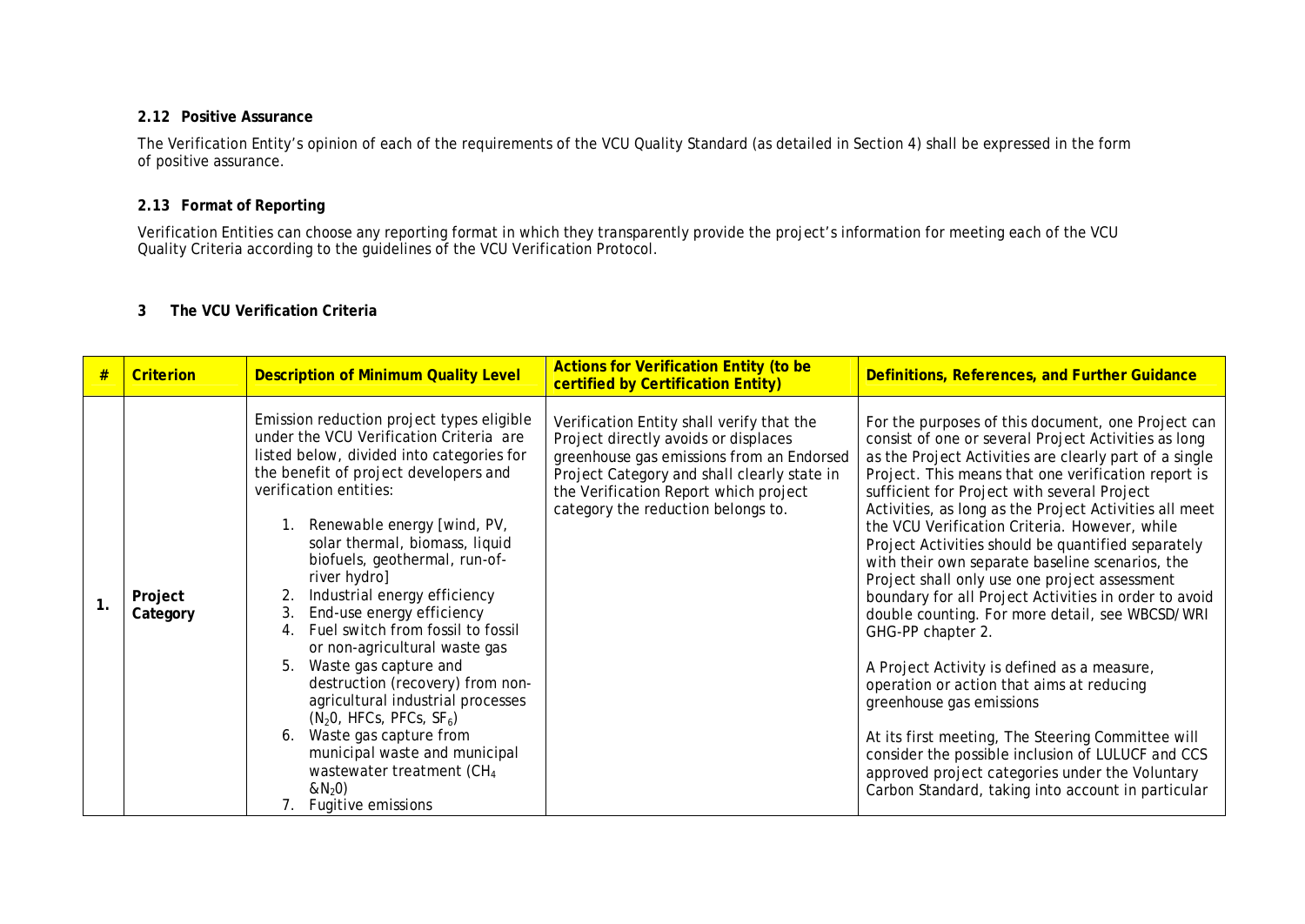### 2.12 Positive Assurance

The Verification Entity's opinion of each of the requirements of the VCU Quality Standard (as detailed in Section 4) shall be expressed in the form of positive assurance.

### 2.13 Format of Reporting

Verification Entities can choose any reporting format in which they transparently provide the project's information for meeting each of the VCU Quality Criteria according to the guidelines of the VCU Verification Protocol.

## 3 The VCU Verification Criteria

| # | Criterion | Description of Minimum Quality Level | Actions for Verification Entity (to be certified by Certification Entity) | Definitions, References, and Further Guidance |
|---|---|---|---|---|
| 1. | Project Category | Emission reduction project types eligible under the VCU Verification Criteria are listed below, divided into categories for the benefit of project developers and verification entities:<br>1. Renewable energy [wind, PV, solar thermal, biomass, liquid biofuels, geothermal, run-of-river hydro]<br>2. Industrial energy efficiency<br>3. End-use energy efficiency<br>4. Fuel switch from fossil to fossil or non-agricultural waste gas<br>5. Waste gas capture and destruction (recovery) from non-agricultural industrial processes ($N_2O$, HFCs, PFCs, $SF_6$)<br>6. Waste gas capture from municipal waste and municipal wastewater treatment ($CH_4$ &$N_2O$)<br>7. Fugitive emissions | Verification Entity shall verify that the Project directly avoids or displaces greenhouse gas emissions from an Endorsed Project Category and shall clearly state in the Verification Report which project category the reduction belongs to. | For the purposes of this document, one Project can consist of one or several Project Activities as long as the Project Activities are clearly part of a single Project. This means that one verification report is sufficient for Project with several Project Activities, as long as the Project Activities all meet the VCU Verification Criteria. However, while Project Activities should be quantified separately with their own separate baseline scenarios, the Project shall only use one project assessment boundary for all Project Activities in order to avoid double counting. For more detail, see WBCSD/WRI GHG-PP chapter 2.<br><br>A Project Activity is defined as a measure, operation or action that aims at reducing greenhouse gas emissions<br><br>At its first meeting, The Steering Committee will consider the possible inclusion of LULUCF and CCS approved project categories under the Voluntary Carbon Standard, taking into account in particular |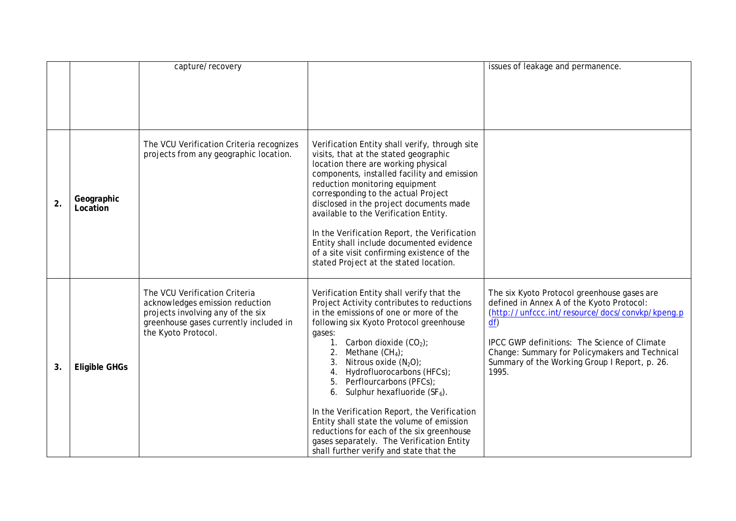| | | | | |
|---|---|---|---|---|
| | | capture/recovery | | issues of leakage and permanence. |
| 2. | **Geographic Location** | The VCU Verification Criteria recognizes projects from any geographic location. | Verification Entity shall verify, through site visits, that at the stated geographic location there are working physical components, installed facility and emission reduction monitoring equipment corresponding to the actual Project disclosed in the project documents made available to the Verification Entity.<br><br>In the Verification Report, the Verification Entity shall include documented evidence of a site visit confirming existence of the stated Project at the stated location. | |
| 3. | **Eligible GHGs** | The VCU Verification Criteria acknowledges emission reduction projects involving any of the six greenhouse gases currently included in the Kyoto Protocol. | Verification Entity shall verify that the Project Activity contributes to reductions in the emissions of one or more of the following six Kyoto Protocol greenhouse gases:<br>1. Carbon dioxide ($CO_2$);<br>2. Methane ($CH_4$);<br>3. Nitrous oxide ($N_2O$);<br>4. Hydrofluorocarbons (HFCs);<br>5. Perflourcarbons (PFCs);<br>6. Sulphur hexafluoride ($SF_6$).<br><br>In the Verification Report, the Verification Entity shall state the volume of emission reductions for each of the six greenhouse gases separately. The Verification Entity shall further verify and state that the | The six Kyoto Protocol greenhouse gases are defined in Annex A of the Kyoto Protocol: (http://unfccc.int/resource/docs/convkp/kpeng.pdf)<br><br>IPCC GWP definitions: The Science of Climate Change: Summary for Policymakers and Technical Summary of the Working Group I Report, p. 26. 1995. |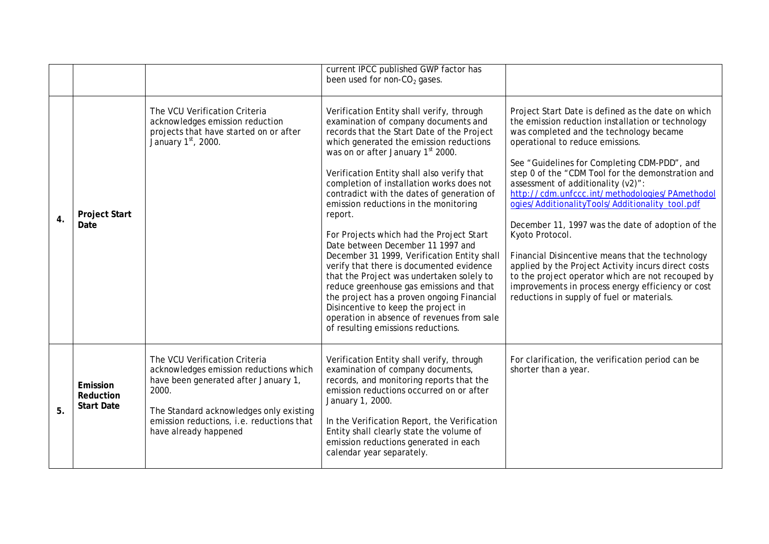|  |  |  | current IPCC published GWP factor has been used for non-$CO_2$ gases. |  |
|---|---|---|---|---|
| 4. | **Project Start Date** | The VCU Verification Criteria acknowledges emission reduction projects that have started on or after January 1st, 2000. | Verification Entity shall verify, through examination of company documents and records that the Start Date of the Project which generated the emission reductions was on or after January 1st 2000.<br><br>Verification Entity shall also verify that completion of installation works does not contradict with the dates of generation of emission reductions in the monitoring report.<br><br>For Projects which had the Project Start Date between December 11 1997 and December 31 1999, Verification Entity shall verify that there is documented evidence that the Project was undertaken solely to reduce greenhouse gas emissions and that the project has a proven ongoing Financial Disincentive to keep the project in operation in absence of revenues from sale of resulting emissions reductions. | Project Start Date is defined as the date on which the emission reduction installation or technology was completed and the technology became operational to reduce emissions.<br><br>See "Guidelines for Completing CDM-PDD", and step 0 of the "CDM Tool for the demonstration and assessment of additionality (v2)": http://cdm.unfccc.int/methodologies/PAmethodologies/AdditionalityTools/Additionality_tool.pdf<br><br>December 11, 1997 was the date of adoption of the Kyoto Protocol.<br><br>Financial Disincentive means that the technology applied by the Project Activity incurs direct costs to the project operator which are not recouped by improvements in process energy efficiency or cost reductions in supply of fuel or materials. |
| 5. | **Emission Reduction Start Date** | The VCU Verification Criteria acknowledges emission reductions which have been generated after January 1, 2000.<br><br>The Standard acknowledges only existing emission reductions, *i.e.* reductions that have already happened | Verification Entity shall verify, through examination of company documents, records, and monitoring reports that the emission reductions occurred on or after January 1, 2000.<br><br>In the Verification Report, the Verification Entity shall clearly state the volume of emission reductions generated in each calendar year separately. | For clarification, the verification period can be shorter than a year. |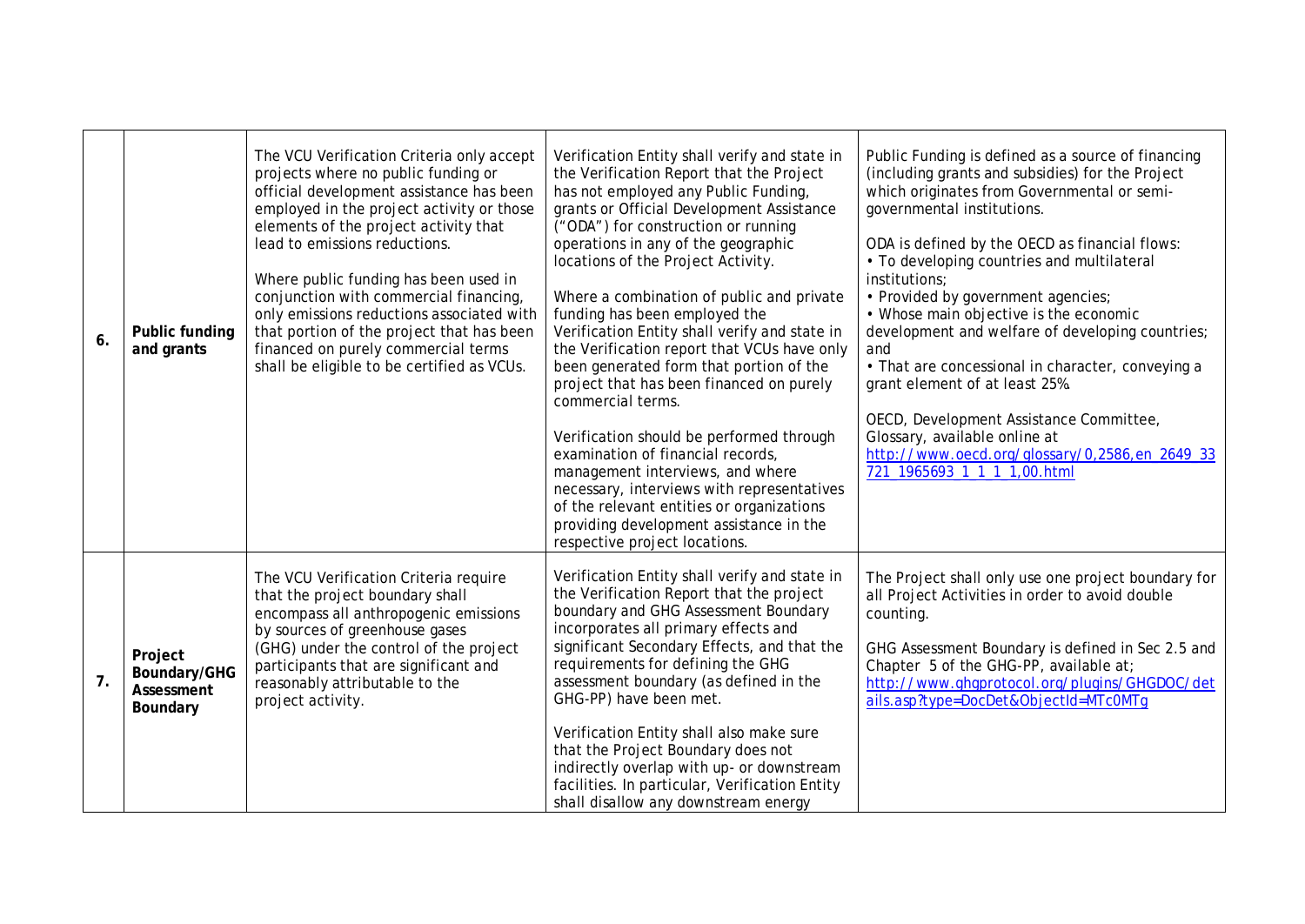| 6. | Public funding and grants | The VCU Verification Criteria only accept projects where no public funding or official development assistance has been employed in the project activity or those elements of the project activity that lead to emissions reductions.<br><br>Where public funding has been used in conjunction with commercial financing, only emissions reductions associated with that portion of the project that has been financed on purely commercial terms shall be eligible to be certified as VCUs. | Verification Entity shall verify and state in the Verification Report that the Project has not employed any Public Funding, grants or Official Development Assistance ("ODA") for construction or running operations in any of the geographic locations of the Project Activity.<br><br>Where a combination of public and private funding has been employed the Verification Entity shall verify and state in the Verification report that VCUs have only been generated form that portion of the project that has been financed on purely commercial terms.<br><br>Verification should be performed through examination of financial records, management interviews, and where necessary, interviews with representatives of the relevant entities or organizations providing development assistance in the respective project locations. | Public Funding is defined as a source of financing (including grants and subsidies) for the Project which originates from Governmental or semi-governmental institutions.<br><br>ODA is defined by the OECD as financial flows:<br>• To developing countries and multilateral institutions;<br>• Provided by government agencies;<br>• Whose main objective is the economic development and welfare of developing countries; and<br>• That are concessional in character, conveying a grant element of at least 25%.<br><br>OECD, Development Assistance Committee, Glossary, available online at http://www.oecd.org/glossary/0,2586,en_2649_33721_1965693_1_1_1_1,00.html |
|---|---|---|---|---|
| 7. | Project Boundary/GHG Assessment Boundary | The VCU Verification Criteria require that the project boundary shall encompass all anthropogenic emissions by sources of greenhouse gases (GHG) under the control of the project participants that are significant and reasonably attributable to the project activity. | Verification Entity shall verify and state in the Verification Report that the project boundary and GHG Assessment Boundary incorporates all primary effects and significant Secondary Effects, and that the requirements for defining the GHG assessment boundary (as defined in the GHG-PP) have been met.<br><br>Verification Entity shall also make sure that the Project Boundary does not indirectly overlap with up- or downstream facilities. In particular, Verification Entity shall disallow any downstream energy | The Project shall only use one project boundary for all Project Activities in order to avoid double counting.<br><br>GHG Assessment Boundary is defined in Sec 2.5 and Chapter 5 of the GHG-PP, available at; http://www.ghgprotocol.org/plugins/GHGDOC/details.asp?type=DocDet&ObjectId=MTc0MTg |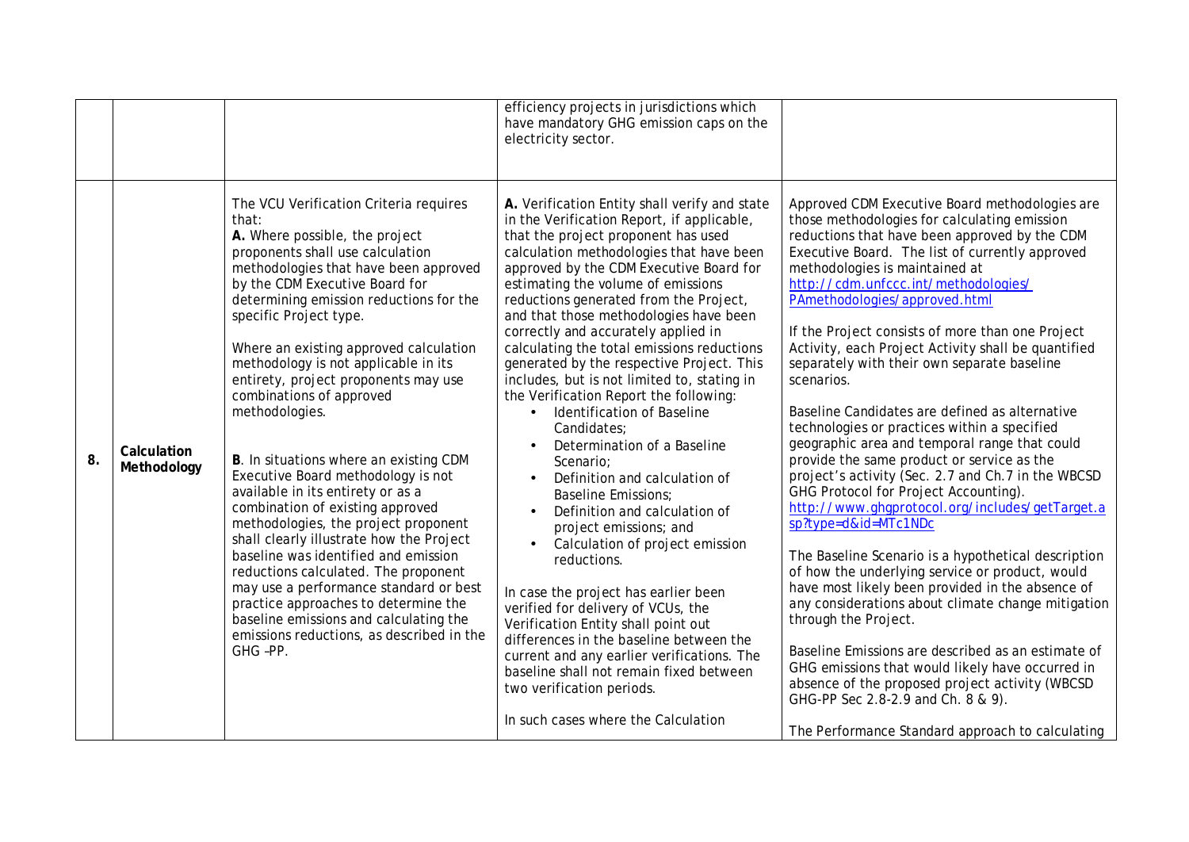| | | | | |
|---|---|---|---|---|
| | | | efficiency projects in jurisdictions which have mandatory GHG emission caps on the electricity sector. | |
| 8. | **Calculation Methodology** | The VCU Verification Criteria requires that:<br>**A.** Where possible, the project proponents shall use calculation methodologies that have been approved by the CDM Executive Board for determining emission reductions for the specific Project type.<br><br>Where an existing approved calculation methodology is not applicable in its entirety, project proponents may use combinations of approved methodologies.<br><br>**B**. In situations where an existing CDM Executive Board methodology is not available in its entirety or as a combination of existing approved methodologies, the project proponent shall clearly illustrate how the Project baseline was identified and emission reductions calculated. The proponent may use a performance standard or best practice approaches to determine the baseline emissions and calculating the emissions reductions, as described in the GHG –PP. | **A.** Verification Entity shall verify and state in the Verification Report, if applicable, that the project proponent has used calculation methodologies that have been approved by the CDM Executive Board for estimating the volume of emissions reductions generated from the Project, and that those methodologies have been correctly and accurately applied in calculating the total emissions reductions generated by the respective Project. This includes, but is not limited to, stating in the Verification Report the following:<br>• Identification of Baseline Candidates;<br>• Determination of a Baseline Scenario;<br>• Definition and calculation of Baseline Emissions;<br>• Definition and calculation of project emissions; and<br>• Calculation of project emission reductions.<br><br>In case the project has earlier been verified for delivery of VCUs, the Verification Entity shall point out differences in the baseline between the current and any earlier verifications. The baseline shall not remain fixed between two verification periods.<br><br>In such cases where the Calculation | Approved CDM Executive Board methodologies are those methodologies for calculating emission reductions that have been approved by the CDM Executive Board. The list of currently approved methodologies is maintained at http://cdm.unfccc.int/methodologies/PAmethodologies/approved.html<br><br>If the Project consists of more than one Project Activity, each Project Activity shall be quantified separately with their own separate baseline scenarios.<br><br>Baseline Candidates are defined as alternative technologies or practices within a specified geographic area and temporal range that could provide the same product or service as the project's activity (Sec. 2.7 and Ch.7 in the WBCSD GHG Protocol for Project Accounting). http://www.ghgprotocol.org/includes/getTarget.asp?type=d&id=MTc1NDc<br><br>The Baseline Scenario is a hypothetical description of how the underlying service or product, would have most likely been provided in the absence of any considerations about climate change mitigation through the Project.<br><br>Baseline Emissions are described as an estimate of GHG emissions that would likely have occurred in absence of the proposed project activity (WBCSD GHG-PP Sec 2.8-2.9 and Ch. 8 & 9).<br><br>The Performance Standard approach to calculating |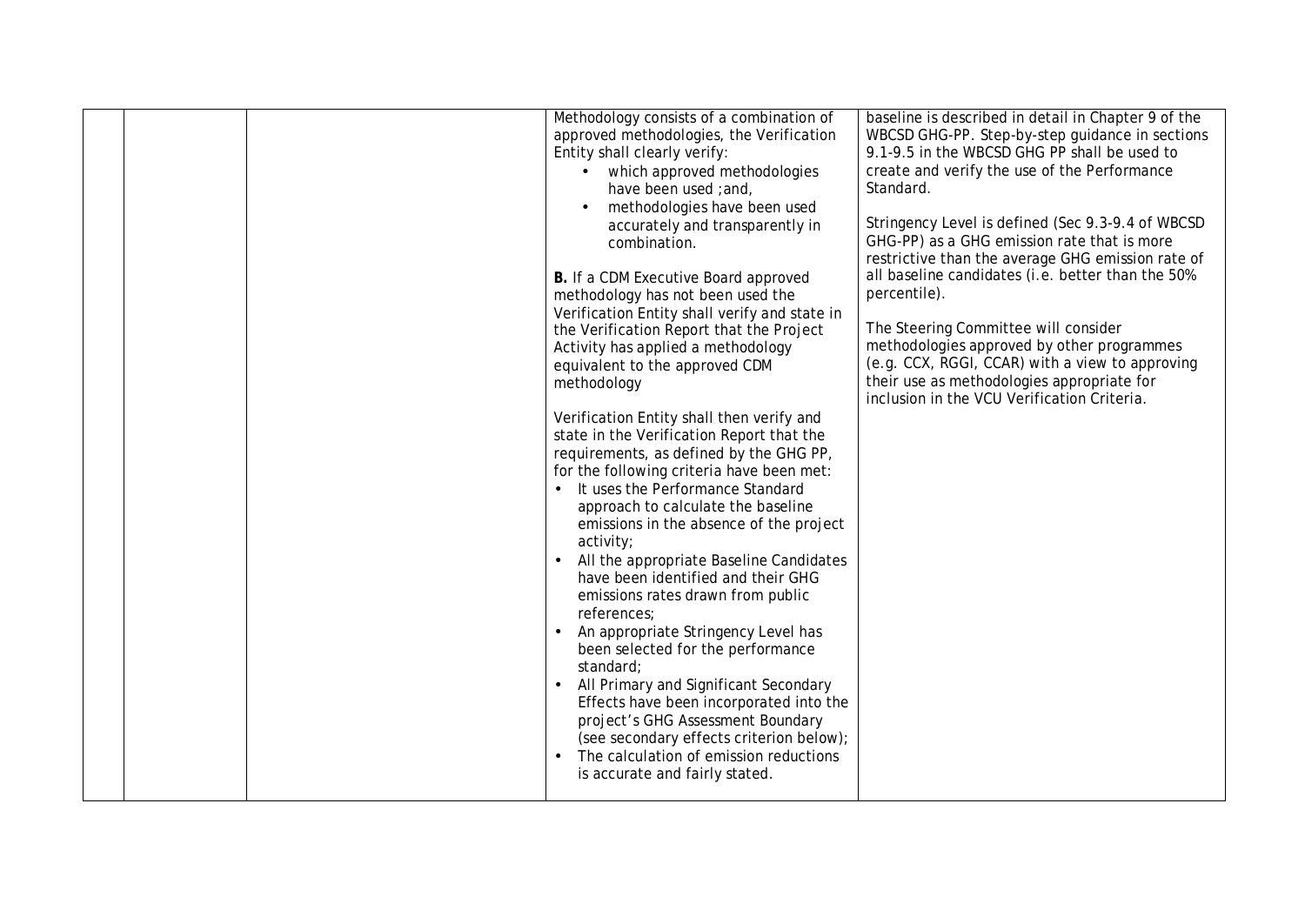| | | | | |
|---|---|---|---|---|
| | | | Methodology consists of a combination of approved methodologies, the Verification Entity shall clearly verify: <br>• which approved methodologies have been used ;and, <br>• methodologies have been used accurately and transparently in combination. <br><br>**B.** If a CDM Executive Board approved methodology has not been used the Verification Entity shall verify and state in the Verification Report that the Project Activity has applied a methodology equivalent to the approved CDM methodology <br><br>Verification Entity shall then verify and state in the Verification Report that the requirements, as defined by the GHG PP, for the following criteria have been met: <br>• It uses the Performance Standard approach to calculate the baseline emissions in the absence of the project activity; <br>• All the appropriate Baseline Candidates have been identified and their GHG emissions rates drawn from public references; <br>• An appropriate Stringency Level has been selected for the performance standard; <br>• All Primary and Significant Secondary Effects have been incorporated into the project's GHG Assessment Boundary (see secondary effects criterion below); <br>• The calculation of emission reductions is accurate and fairly stated. | baseline is described in detail in Chapter 9 of the WBCSD GHG-PP. Step-by-step guidance in sections 9.1-9.5 in the WBCSD GHG PP shall be used to create and verify the use of the Performance Standard. <br><br>Stringency Level is defined (Sec 9.3-9.4 of WBCSD GHG-PP) as a GHG emission rate that is more restrictive than the average GHG emission rate of all baseline candidates (i.e. better than the 50% percentile). <br><br>The Steering Committee will consider methodologies approved by other programmes (e.g. CCX, RGGI, CCAR) with a view to approving their use as methodologies appropriate for inclusion in the VCU Verification Criteria. |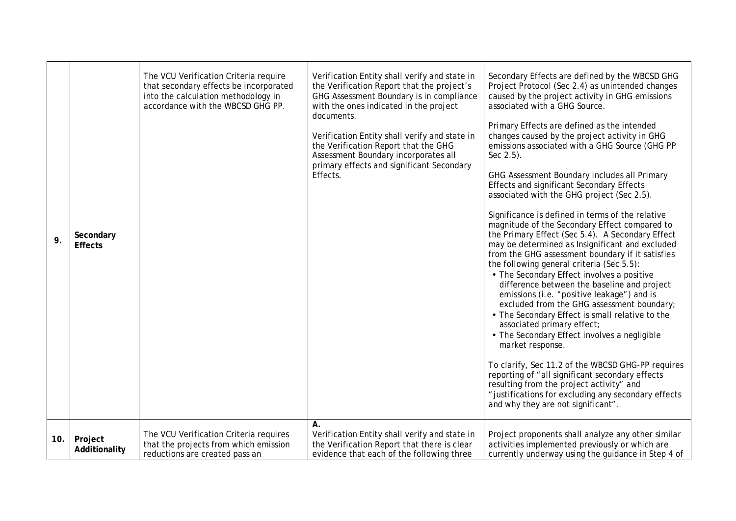| 9. | Secondary Effects | The VCU Verification Criteria require that secondary effects be incorporated into the calculation methodology in accordance with the WBCSD GHG PP. | Verification Entity shall verify and state in the Verification Report that the project's GHG Assessment Boundary is in compliance with the ones indicated in the project documents.<br><br>Verification Entity shall verify and state in the Verification Report that the GHG Assessment Boundary incorporates all primary effects and significant Secondary Effects. | Secondary Effects are defined by the WBCSD GHG Project Protocol (Sec 2.4) as unintended changes caused by the project activity in GHG emissions associated with a GHG Source.<br><br>Primary Effects are defined as the intended changes caused by the project activity in GHG emissions associated with a GHG Source (GHG PP Sec 2.5).<br><br>GHG Assessment Boundary includes all Primary Effects and significant Secondary Effects associated with the GHG project (Sec 2.5).<br><br>Significance is defined in terms of the relative magnitude of the Secondary Effect compared to the Primary Effect (Sec 5.4). A Secondary Effect may be determined as Insignificant and excluded from the GHG assessment boundary if it satisfies the following general criteria (Sec 5.5):<br>• The Secondary Effect involves a positive difference between the baseline and project emissions (i.e. "positive leakage") and is excluded from the GHG assessment boundary;<br>• The Secondary Effect is small relative to the associated primary effect;<br>• The Secondary Effect involves a negligible market response.<br><br>To clarify, Sec 11.2 of the WBCSD GHG-PP requires reporting of "all significant secondary effects resulting from the project activity" and "justifications for excluding any secondary effects and why they are not significant". |
|---|---|---|---|---|
| 10. | Project Additionality | The VCU Verification Criteria requires that the projects from which emission reductions are created pass an | A.<br>Verification Entity shall verify and state in the Verification Report that there is clear evidence that each of the following three | Project proponents shall analyze any other similar activities implemented previously or which are currently underway using the guidance in Step 4 of |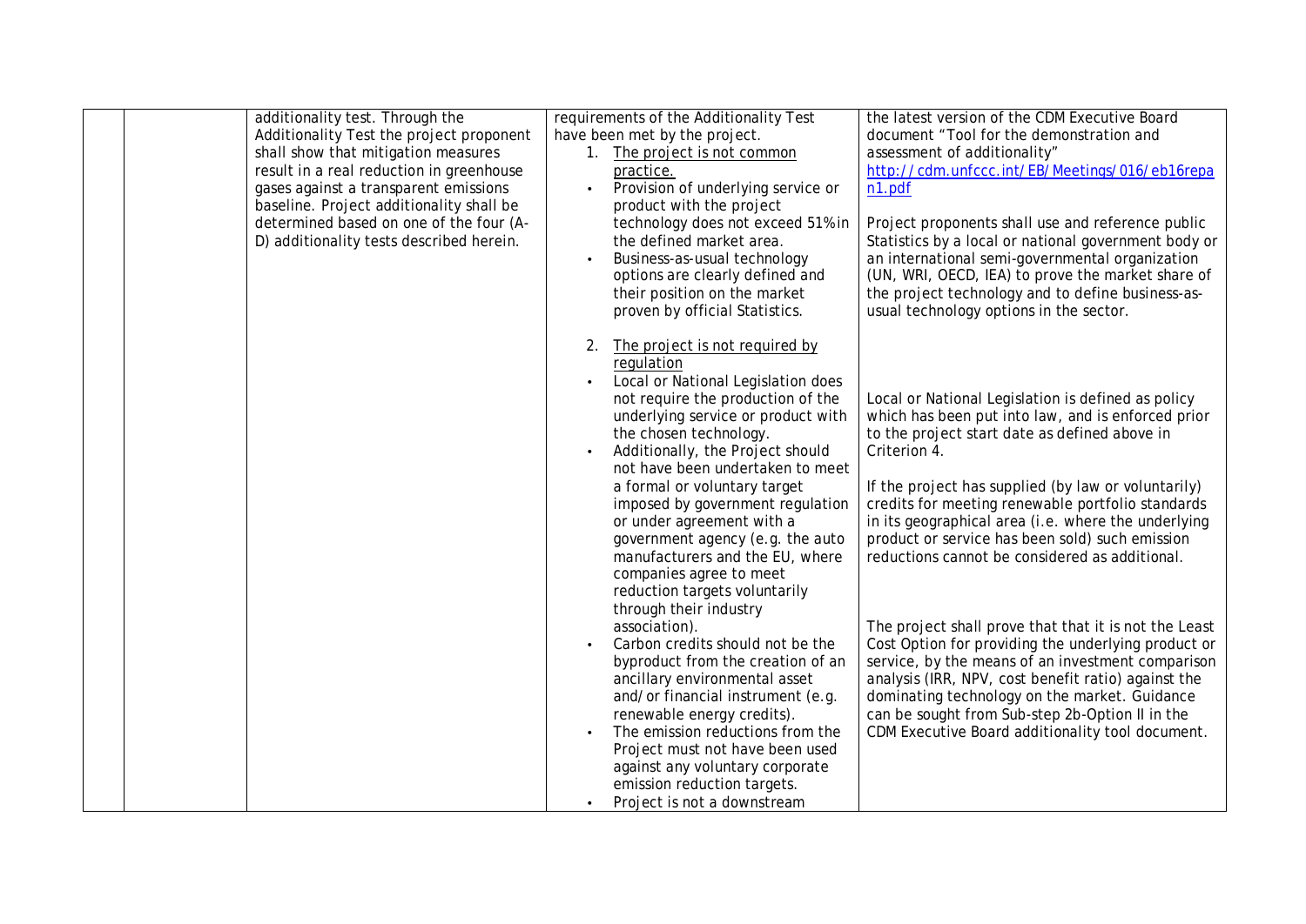| | | | | |
|---|---|---|---|---|
| | | additionality test. Through the Additionality Test the project proponent shall show that mitigation measures result in a real reduction in greenhouse gases against a transparent emissions baseline. Project additionality shall be determined based on one of the four (A-D) additionality tests described herein. | requirements of the Additionality Test have been met by the project.<br>1. The project is not common practice.<br>• Provision of underlying service or product with the project technology does not exceed 51% in the defined market area.<br>• Business-as-usual technology options are clearly defined and their position on the market proven by official Statistics.<br><br>2. The project is not required by regulation<br>• Local or National Legislation does not require the production of the underlying service or product with the chosen technology.<br>• Additionally, the Project should not have been undertaken to meet a formal or voluntary target imposed by government regulation or under agreement with a government agency (e.g. the auto manufacturers and the EU, where companies agree to meet reduction targets voluntarily through their industry association).<br>• Carbon credits should not be the byproduct from the creation of an ancillary environmental asset and/or financial instrument (e.g. renewable energy credits).<br>• The emission reductions from the Project must not have been used against any voluntary corporate emission reduction targets.<br>• Project is not a downstream | the latest version of the CDM Executive Board document "Tool for the demonstration and assessment of additionality" http://cdm.unfccc.int/EB/Meetings/016/eb16repan1.pdf<br><br>Project proponents shall use and reference public Statistics by a local or national government body or an international semi-governmental organization (UN, WRI, OECD, IEA) to prove the market share of the project technology and to define business-as-usual technology options in the sector.<br><br>Local or National Legislation is defined as policy which has been put into law, and is enforced prior to the project start date as defined above in Criterion 4.<br><br>If the project has supplied (by law or voluntarily) credits for meeting renewable portfolio standards in its geographical area (i.e. where the underlying product or service has been sold) such emission reductions cannot be considered as additional.<br><br>The project shall prove that that it is not the Least Cost Option for providing the underlying product or service, by the means of an investment comparison analysis (IRR, NPV, cost benefit ratio) against the dominating technology on the market. Guidance can be sought from Sub-step 2b-Option II in the CDM Executive Board additionality tool document. |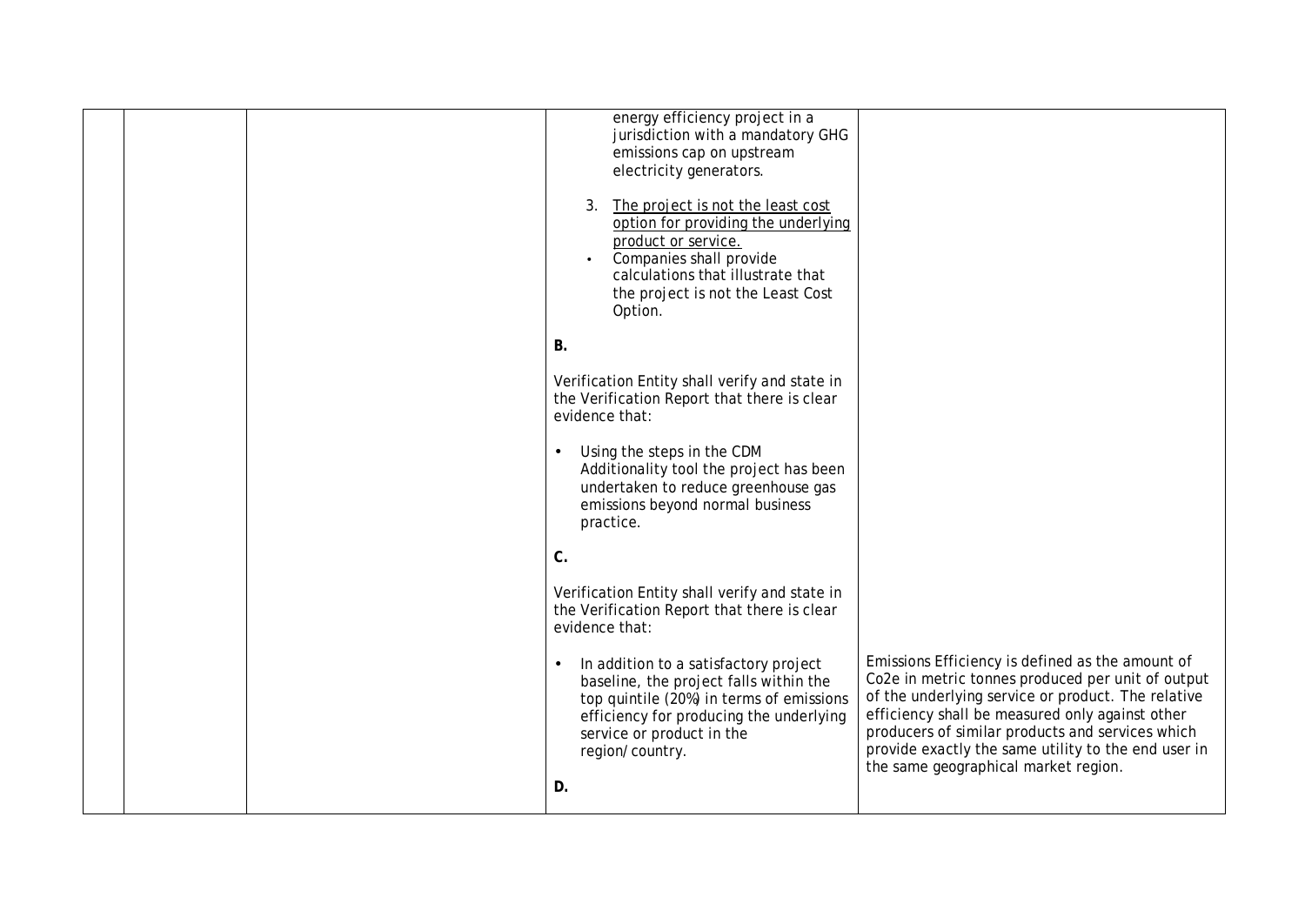| | | | | |
|---|---|---|---|---|
| | | | energy efficiency project in a jurisdiction with a mandatory GHG emissions cap on upstream electricity generators.<br><br>3. The project is not the least cost option for providing the underlying product or service.<br>• Companies shall provide calculations that illustrate that the project is not the Least Cost Option.<br><br>**B.**<br><br>Verification Entity shall verify and state in the Verification Report that there is clear evidence that:<br><br>• Using the steps in the CDM Additionality tool the project has been undertaken to reduce greenhouse gas emissions beyond normal business practice.<br><br>**C.**<br><br>Verification Entity shall verify and state in the Verification Report that there is clear evidence that:<br><br>• In addition to a satisfactory project baseline, the project falls within the top quintile (20%) in terms of emissions efficiency for producing the underlying service or product in the region/country.<br><br>**D.** | Emissions Efficiency is defined as the amount of Co2e in metric tonnes produced per unit of output of the underlying service or product. The relative efficiency shall be measured only against other producers of similar products and services which provide exactly the same utility to the end user in the same geographical market region. |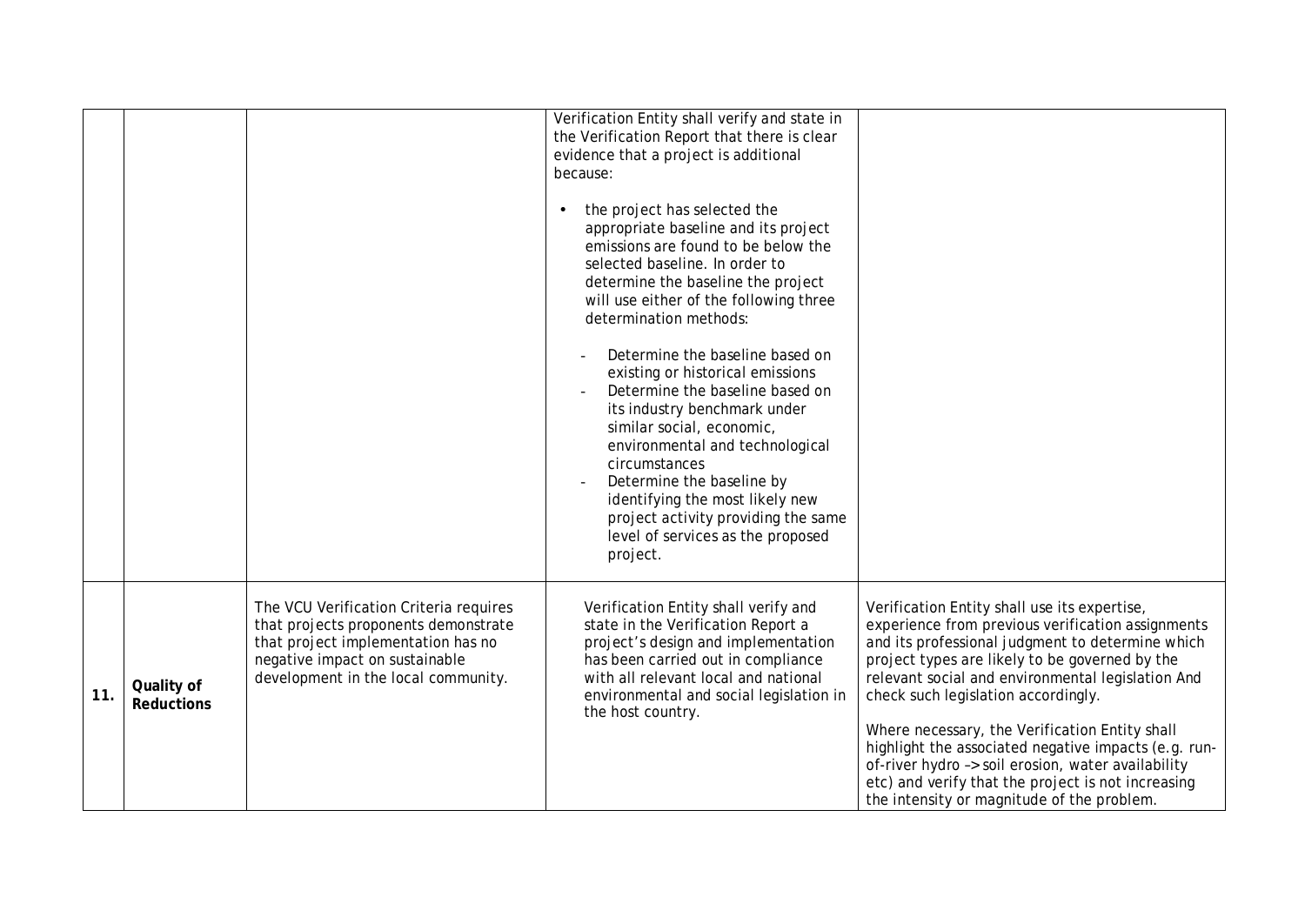| | | | | |
|---|---|---|---|---|
| | | | Verification Entity shall verify and state in the Verification Report that there is clear evidence that a project is additional because:<br><br>• the project has selected the appropriate baseline and its project emissions are found to be below the selected baseline. In order to determine the baseline the project will use either of the following three determination methods:<br><br>- Determine the baseline based on existing or historical emissions<br>- Determine the baseline based on its industry benchmark under similar social, economic, environmental and technological circumstances<br>- Determine the baseline by identifying the most likely new project activity providing the same level of services as the proposed project. | |
| 11. | **Quality of Reductions** | The VCU Verification Criteria requires that projects proponents demonstrate that project implementation has no negative impact on sustainable development in the local community. | Verification Entity shall verify and state in the Verification Report a project's design and implementation has been carried out in compliance with all relevant local and national environmental and social legislation in the host country. | Verification Entity shall use its expertise, experience from previous verification assignments and its professional judgment to determine which project types are likely to be governed by the relevant social and environmental legislation And check such legislation accordingly.<br><br>Where necessary, the Verification Entity shall highlight the associated negative impacts (e.g. run-of-river hydro –> soil erosion, water availability etc) and verify that the project is not increasing the intensity or magnitude of the problem. |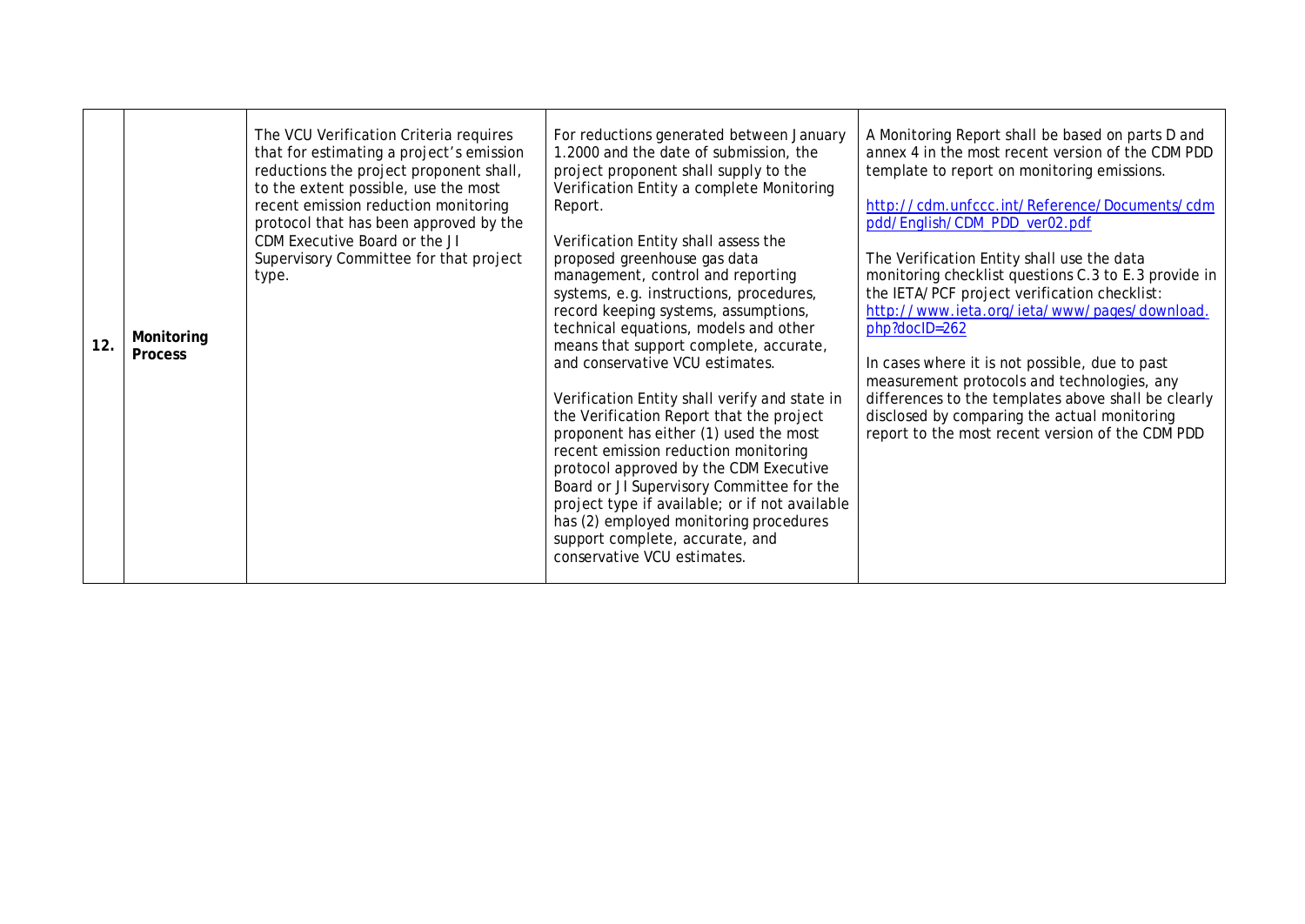| | | | | |
|---|---|---|---|---|
| 12. | **Monitoring Process** | The VCU Verification Criteria requires that for estimating a project's emission reductions the project proponent shall, to the extent possible, use the most recent emission reduction monitoring protocol that has been approved by the CDM Executive Board or the JI Supervisory Committee for that project type. | For reductions generated between January 1.2000 and the date of submission, the project proponent shall supply to the Verification Entity a complete Monitoring Report.<br><br>Verification Entity shall assess the proposed greenhouse gas data management, control and reporting systems, e.g. instructions, procedures, record keeping systems, assumptions, technical equations, models and other means that support complete, accurate, and conservative VCU estimates.<br><br>Verification Entity shall verify and state in the Verification Report that the project proponent has either (1) used the most recent emission reduction monitoring protocol approved by the CDM Executive Board or JI Supervisory Committee for the project type if available; or if not available has (2) employed monitoring procedures support complete, accurate, and conservative VCU estimates. | A Monitoring Report shall be based on parts D and annex 4 in the most recent version of the CDM PDD template to report on monitoring emissions.<br><br>http://cdm.unfccc.int/Reference/Documents/cdmpdd/English/CDM_PDD_ver02.pdf<br><br>The Verification Entity shall use the data monitoring checklist questions C.3 to E.3 provide in the IETA/PCF project verification checklist: http://www.ieta.org/ieta/www/pages/download.php?docID=262<br><br>In cases where it is not possible, due to past measurement protocols and technologies, any differences to the templates above shall be clearly disclosed by comparing the actual monitoring report to the most recent version of the CDM PDD |